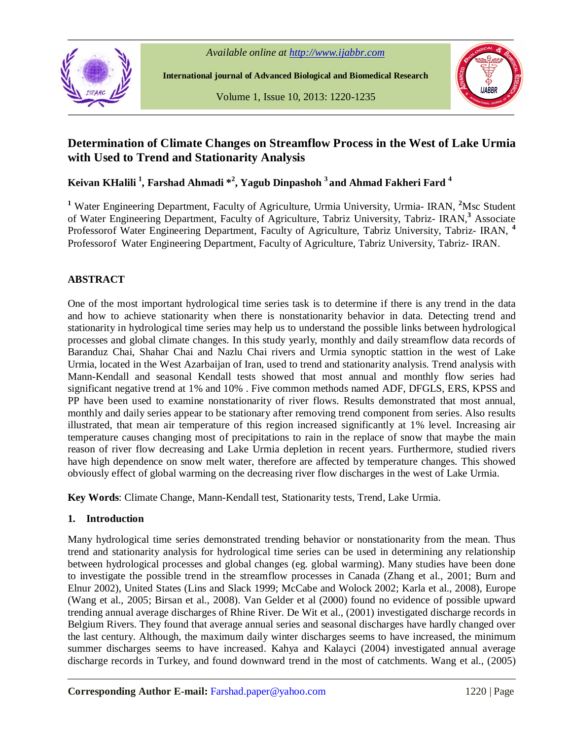# Determination of Climate Changes on Streamflow Process in the West of Lake Urmia with Used to Trend and Stationarity Analysis

**Keivan KHalili [1], Farshad Ahmadi *[2], Yagub Dinpashoh [3] and Ahmad Fakheri Fard [4]**

[1] Water Engineering Department, Faculty of Agriculture, Urmia University, Urmia- IRAN, [2]Msc Student of Water Engineering Department, Faculty of Agriculture, Tabriz University, Tabriz- IRAN,[3] Associate Professorof Water Engineering Department, Faculty of Agriculture, Tabriz University, Tabriz- IRAN, [4] Professorof Water Engineering Department, Faculty of Agriculture, Tabriz University, Tabriz- IRAN.

## ABSTRACT

One of the most important hydrological time series task is to determine if there is any trend in the data and how to achieve stationarity when there is nonstationarity behavior in data. Detecting trend and stationarity in hydrological time series may help us to understand the possible links between hydrological processes and global climate changes. In this study yearly, monthly and daily streamflow data records of Baranduz Chai, Shahar Chai and Nazlu Chai rivers and Urmia synoptic stattion in the west of Lake Urmia, located in the West Azarbaijan of Iran, used to trend and stationarity analysis. Trend analysis with Mann-Kendall and seasonal Kendall tests showed that most annual and monthly flow series had significant negative trend at 1% and 10% . Five common methods named ADF, DFGLS, ERS, KPSS and PP have been used to examine nonstationarity of river flows. Results demonstrated that most annual, monthly and daily series appear to be stationary after removing trend component from series. Also results illustrated, that mean air temperature of this region increased significantly at 1% level. Increasing air temperature causes changing most of precipitations to rain in the replace of snow that maybe the main reason of river flow decreasing and Lake Urmia depletion in recent years. Furthermore, studied rivers have high dependence on snow melt water, therefore are affected by temperature changes. This showed obviously effect of global warming on the decreasing river flow discharges in the west of Lake Urmia.

**Key Words**: Climate Change, Mann-Kendall test, Stationarity tests, Trend, Lake Urmia.

## 1. Introduction

Many hydrological time series demonstrated trending behavior or nonstationarity from the mean. Thus trend and stationarity analysis for hydrological time series can be used in determining any relationship between hydrological processes and global changes (eg. global warming). Many studies have been done to investigate the possible trend in the streamflow processes in Canada (Zhang et al., 2001; Burn and Elnur 2002), United States (Lins and Slack 1999; McCabe and Wolock 2002; Karla et al., 2008), Europe (Wang et al., 2005; Birsan et al., 2008). Van Gelder et al (2000) found no evidence of possible upward trending annual average discharges of Rhine River. De Wit et al., (2001) investigated discharge records in Belgium Rivers. They found that average annual series and seasonal discharges have hardly changed over the last century. Although, the maximum daily winter discharges seems to have increased, the minimum summer discharges seems to have increased. Kahya and Kalayci (2004) investigated annual average discharge records in Turkey, and found downward trend in the most of catchments. Wang et al., (2005)

**Corresponding Author E-mail:** Farshad.paper@yahoo.com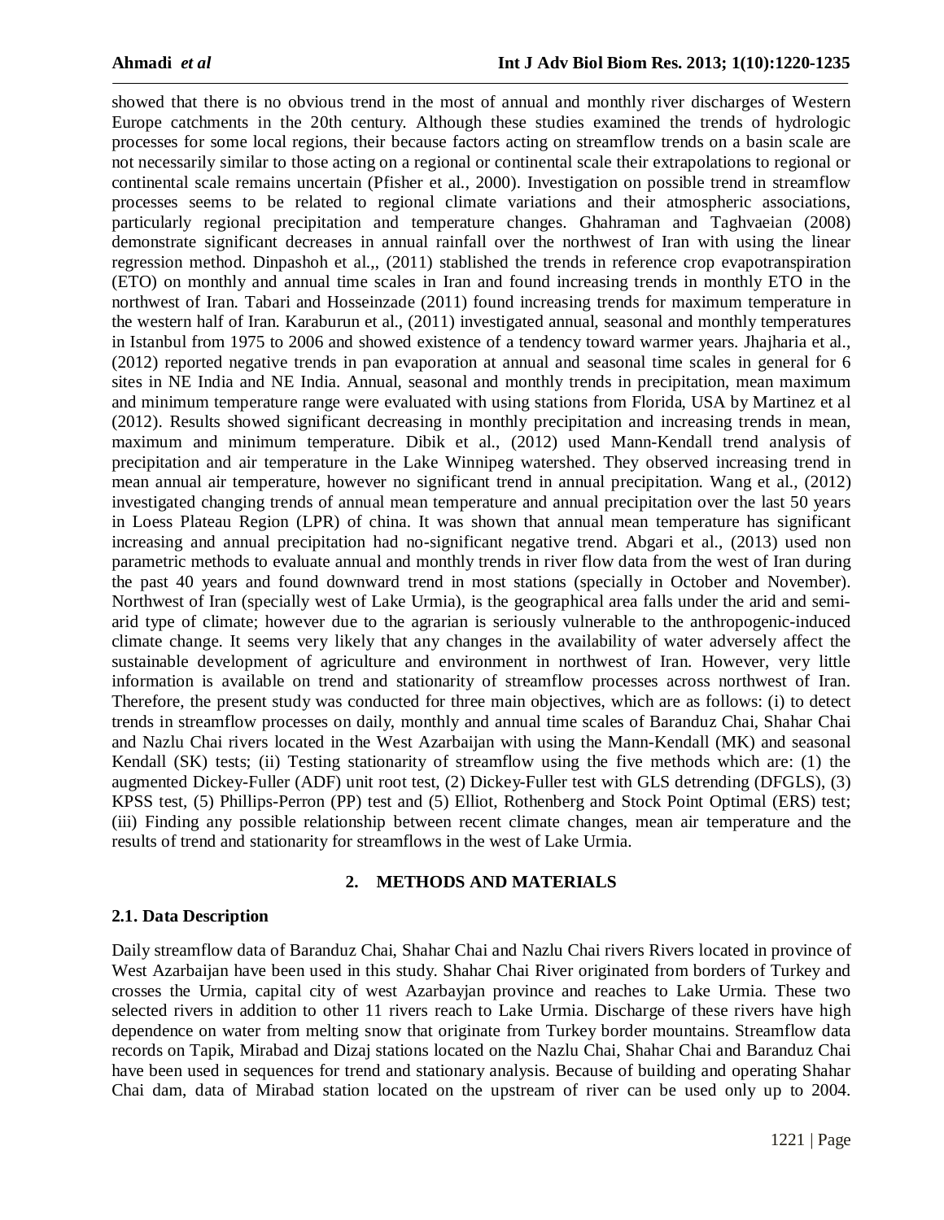showed that there is no obvious trend in the most of annual and monthly river discharges of Western Europe catchments in the 20th century. Although these studies examined the trends of hydrologic processes for some local regions, their because factors acting on streamflow trends on a basin scale are not necessarily similar to those acting on a regional or continental scale their extrapolations to regional or continental scale remains uncertain (Pfisher et al., 2000). Investigation on possible trend in streamflow processes seems to be related to regional climate variations and their atmospheric associations, particularly regional precipitation and temperature changes. Ghahraman and Taghvaeian (2008) demonstrate significant decreases in annual rainfall over the northwest of Iran with using the linear regression method. Dinpashoh et al.,, (2011) stablished the trends in reference crop evapotranspiration (ETO) on monthly and annual time scales in Iran and found increasing trends in monthly ETO in the northwest of Iran. Tabari and Hosseinzade (2011) found increasing trends for maximum temperature in the western half of Iran. Karaburun et al., (2011) investigated annual, seasonal and monthly temperatures in Istanbul from 1975 to 2006 and showed existence of a tendency toward warmer years. Jhajharia et al., (2012) reported negative trends in pan evaporation at annual and seasonal time scales in general for 6 sites in NE India and NE India. Annual, seasonal and monthly trends in precipitation, mean maximum and minimum temperature range were evaluated with using stations from Florida, USA by Martinez et al (2012). Results showed significant decreasing in monthly precipitation and increasing trends in mean, maximum and minimum temperature. Dibik et al., (2012) used Mann-Kendall trend analysis of precipitation and air temperature in the Lake Winnipeg watershed. They observed increasing trend in mean annual air temperature, however no significant trend in annual precipitation. Wang et al., (2012) investigated changing trends of annual mean temperature and annual precipitation over the last 50 years in Loess Plateau Region (LPR) of china. It was shown that annual mean temperature has significant increasing and annual precipitation had no-significant negative trend. Abgari et al., (2013) used non parametric methods to evaluate annual and monthly trends in river flow data from the west of Iran during the past 40 years and found downward trend in most stations (specially in October and November). Northwest of Iran (specially west of Lake Urmia), is the geographical area falls under the arid and semi-arid type of climate; however due to the agrarian is seriously vulnerable to the anthropogenic-induced climate change. It seems very likely that any changes in the availability of water adversely affect the sustainable development of agriculture and environment in northwest of Iran. However, very little information is available on trend and stationarity of streamflow processes across northwest of Iran. Therefore, the present study was conducted for three main objectives, which are as follows: (i) to detect trends in streamflow processes on daily, monthly and annual time scales of Baranduz Chai, Shahar Chai and Nazlu Chai rivers located in the West Azarbaijan with using the Mann-Kendall (MK) and seasonal Kendall (SK) tests; (ii) Testing stationarity of streamflow using the five methods which are: (1) the augmented Dickey-Fuller (ADF) unit root test, (2) Dickey-Fuller test with GLS detrending (DFGLS), (3) KPSS test, (5) Phillips-Perron (PP) test and (5) Elliot, Rothenberg and Stock Point Optimal (ERS) test; (iii) Finding any possible relationship between recent climate changes, mean air temperature and the results of trend and stationarity for streamflows in the west of Lake Urmia.

## 2. METHODS AND MATERIALS

### 2.1. Data Description

Daily streamflow data of Baranduz Chai, Shahar Chai and Nazlu Chai rivers Rivers located in province of West Azarbaijan have been used in this study. Shahar Chai River originated from borders of Turkey and crosses the Urmia, capital city of west Azarbayjan province and reaches to Lake Urmia. These two selected rivers in addition to other 11 rivers reach to Lake Urmia. Discharge of these rivers have high dependence on water from melting snow that originate from Turkey border mountains. Streamflow data records on Tapik, Mirabad and Dizaj stations located on the Nazlu Chai, Shahar Chai and Baranduz Chai have been used in sequences for trend and stationary analysis. Because of building and operating Shahar Chai dam, data of Mirabad station located on the upstream of river can be used only up to 2004.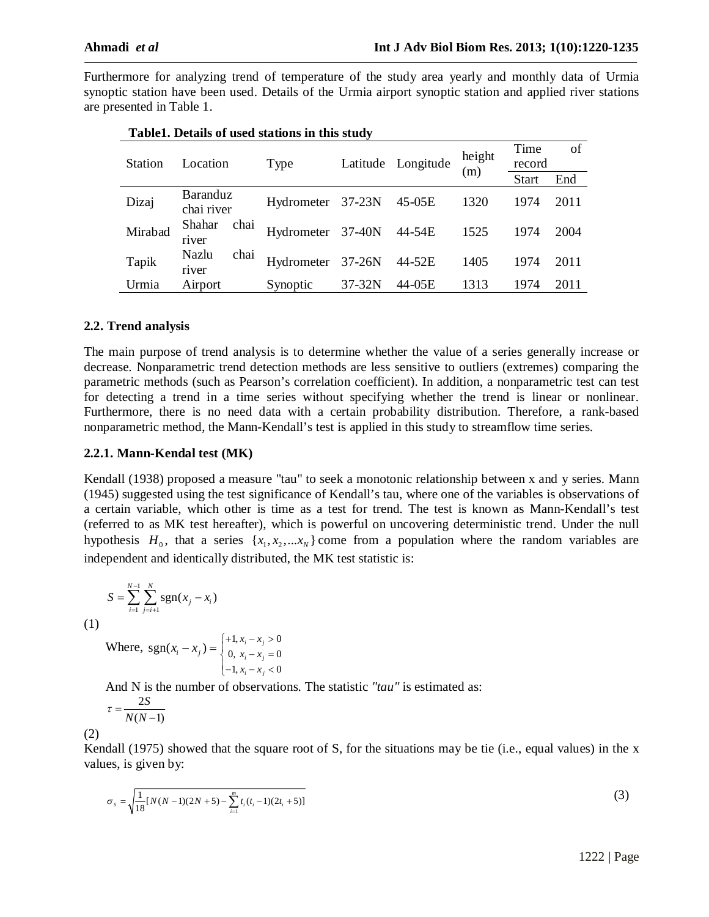Furthermore for analyzing trend of temperature of the study area yearly and monthly data of Urmia synoptic station have been used. Details of the Urmia airport synoptic station and applied river stations are presented in Table 1.

**Table1. Details of used stations in this study**

| Station | Location | Type | Latitude | Longitude | height (m) | Time of record | |
|---|---|---|---|---|---|---|---|
| | | | | | | Start | End |
| Dizaj | Baranduz chai river | Hydrometer | 37-23N | 45-05E | 1320 | 1974 | 2011 |
| Mirabad | Shahar chai river | Hydrometer | 37-40N | 44-54E | 1525 | 1974 | 2004 |
| Tapik | Nazlu chai river | Hydrometer | 37-26N | 44-52E | 1405 | 1974 | 2011 |
| Urmia | Airport | Synoptic | 37-32N | 44-05E | 1313 | 1974 | 2011 |

### 2.2. Trend analysis

The main purpose of trend analysis is to determine whether the value of a series generally increase or decrease. Nonparametric trend detection methods are less sensitive to outliers (extremes) comparing the parametric methods (such as Pearson's correlation coefficient). In addition, a nonparametric test can test for detecting a trend in a time series without specifying whether the trend is linear or nonlinear. Furthermore, there is no need data with a certain probability distribution. Therefore, a rank-based nonparametric method, the Mann-Kendall's test is applied in this study to streamflow time series.

#### 2.2.1. Mann-Kendal test (MK)

Kendall (1938) proposed a measure "tau" to seek a monotonic relationship between x and y series. Mann (1945) suggested using the test significance of Kendall's tau, where one of the variables is observations of a certain variable, which other is time as a test for trend. The test is known as Mann-Kendall's test (referred to as MK test hereafter), which is powerful on uncovering deterministic trend. Under the null hypothesis $H_0$, that a series $\{x_1, x_2, ...x_N\}$ come from a population where the random variables are independent and identically distributed, the MK test statistic is:

$$S = \sum_{i=1}^{N-1} \sum_{j=i+1}^{N} \operatorname{sgn}(x_j - x_i)$$

(1)

Where, $\operatorname{sgn}(x_i - x_j) = \begin{cases} +1, x_i - x_j > 0 \\ 0, \ x_i - x_j = 0 \\ -1, x_i - x_j < 0 \end{cases}$

And N is the number of observations. The statistic *"tau"* is estimated as:

$$\tau = \frac{2S}{N(N-1)}$$

(2)

Kendall (1975) showed that the square root of S, for the situations may be tie (i.e., equal values) in the x values, is given by:

$$\sigma_S = \sqrt{\frac{1}{18}[N(N-1)(2N+5) - \sum_{i=1}^{m} t_i(t_i-1)(2t_i+5)]} \qquad (3)$$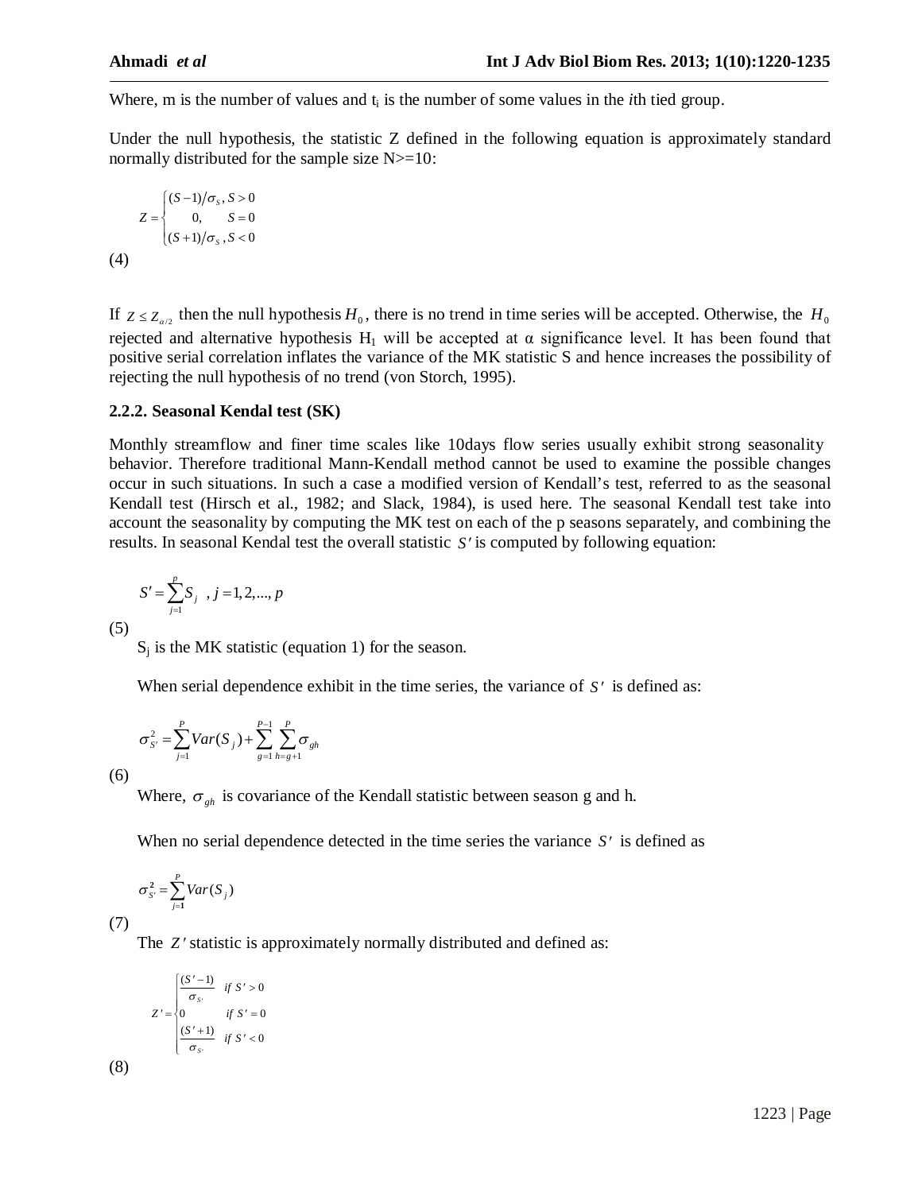Where, m is the number of values and $t_i$ is the number of some values in the *i*th tied group.

Under the null hypothesis, the statistic Z defined in the following equation is approximately standard normally distributed for the sample size N>=10:

$$Z = \begin{cases} (S-1)/\sigma_S, & S > 0 \\ 0, & S = 0 \\ (S+1)/\sigma_S, & S < 0 \end{cases}$$

(4)

If $Z \le Z_{\alpha/2}$ then the null hypothesis $H_0$, there is no trend in time series will be accepted. Otherwise, the $H_0$ rejected and alternative hypothesis $H_1$ will be accepted at α significance level. It has been found that positive serial correlation inflates the variance of the MK statistic S and hence increases the possibility of rejecting the null hypothesis of no trend (von Storch, 1995).

### 2.2.2. Seasonal Kendal test (SK)

Monthly streamflow and finer time scales like 10days flow series usually exhibit strong seasonality behavior. Therefore traditional Mann-Kendall method cannot be used to examine the possible changes occur in such situations. In such a case a modified version of Kendall's test, referred to as the seasonal Kendall test (Hirsch et al., 1982; and Slack, 1984), is used here. The seasonal Kendall test take into account the seasonality by computing the MK test on each of the p seasons separately, and combining the results. In seasonal Kendal test the overall statistic $S'$ is computed by following equation:

$$S' = \sum_{j=1}^{p} S_j \quad , j = 1, 2, ..., p$$

(5)

$S_j$ is the MK statistic (equation 1) for the season.

When serial dependence exhibit in the time series, the variance of $S'$ is defined as:

$$\sigma_{S'}^2 = \sum_{j=1}^{P} Var(S_j) + \sum_{g=1}^{P-1} \sum_{h=g+1}^{P} \sigma_{gh}$$

(6)

Where, $\sigma_{gh}$ is covariance of the Kendall statistic between season g and h.

When no serial dependence detected in the time series the variance $S'$ is defined as

$$\sigma_{S'}^2 = \sum_{j=1}^{P} Var(S_j)$$

(7)

The $Z'$ statistic is approximately normally distributed and defined as:

$$Z' = \begin{cases} \dfrac{(S'-1)}{\sigma_{S'}} & if\ S' > 0 \\ 0 & if\ S' = 0 \\ \dfrac{(S'+1)}{\sigma_{S'}} & if\ S' < 0 \end{cases}$$

(8)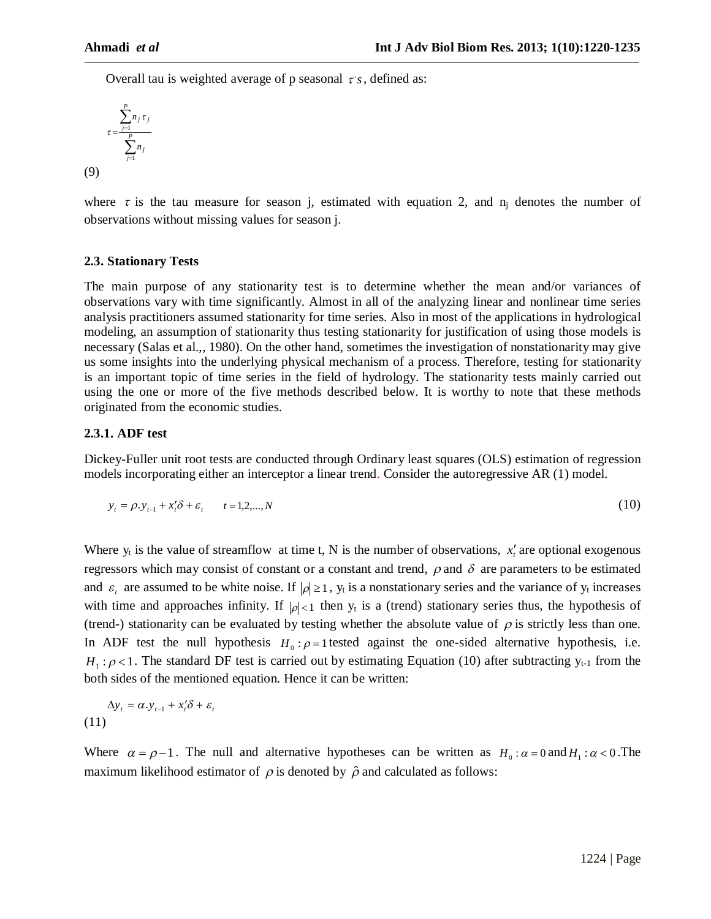Overall tau is weighted average of p seasonal $\tau's$, defined as:

$$\tau = \frac{\sum_{j=1}^{P} n_j \tau_j}{\sum_{j=1}^{P} n_j}$$

(9)

where $\tau$ is the tau measure for season j, estimated with equation 2, and $n_j$ denotes the number of observations without missing values for season j.

### 2.3. Stationary Tests

The main purpose of any stationarity test is to determine whether the mean and/or variances of observations vary with time significantly. Almost in all of the analyzing linear and nonlinear time series analysis practitioners assumed stationarity for time series. Also in most of the applications in hydrological modeling, an assumption of stationarity thus testing stationarity for justification of using those models is necessary (Salas et al.,, 1980). On the other hand, sometimes the investigation of nonstationarity may give us some insights into the underlying physical mechanism of a process. Therefore, testing for stationarity is an important topic of time series in the field of hydrology. The stationarity tests mainly carried out using the one or more of the five methods described below. It is worthy to note that these methods originated from the economic studies.

#### 2.3.1. ADF test

Dickey-Fuller unit root tests are conducted through Ordinary least squares (OLS) estimation of regression models incorporating either an interceptor a linear trend. Consider the autoregressive AR (1) model.

$$y_t = \rho . y_{t-1} + x_t' \delta + \varepsilon_t \qquad t = 1,2,...,N \tag{10}$$

Where $y_t$ is the value of streamflow at time t, N is the number of observations, $x_t'$ are optional exogenous regressors which may consist of constant or a constant and trend, $\rho$ and $\delta$ are parameters to be estimated and $\varepsilon_t$ are assumed to be white noise. If $|\rho| \geq 1$, $y_t$ is a nonstationary series and the variance of $y_t$ increases with time and approaches infinity. If $|\rho| < 1$ then $y_t$ is a (trend) stationary series thus, the hypothesis of (trend-) stationarity can be evaluated by testing whether the absolute value of $\rho$ is strictly less than one. In ADF test the null hypothesis $H_0 : \rho = 1$ tested against the one-sided alternative hypothesis, i.e. $H_1 : \rho < 1$. The standard DF test is carried out by estimating Equation (10) after subtracting $y_{t-1}$ from the both sides of the mentioned equation. Hence it can be written:

$$\Delta y_t = \alpha . y_{t-1} + x_t' \delta + \varepsilon_t$$

(11)

Where $\alpha = \rho - 1$. The null and alternative hypotheses can be written as $H_0 : \alpha = 0$ and $H_1 : \alpha < 0$. The maximum likelihood estimator of $\rho$ is denoted by $\hat{\rho}$ and calculated as follows: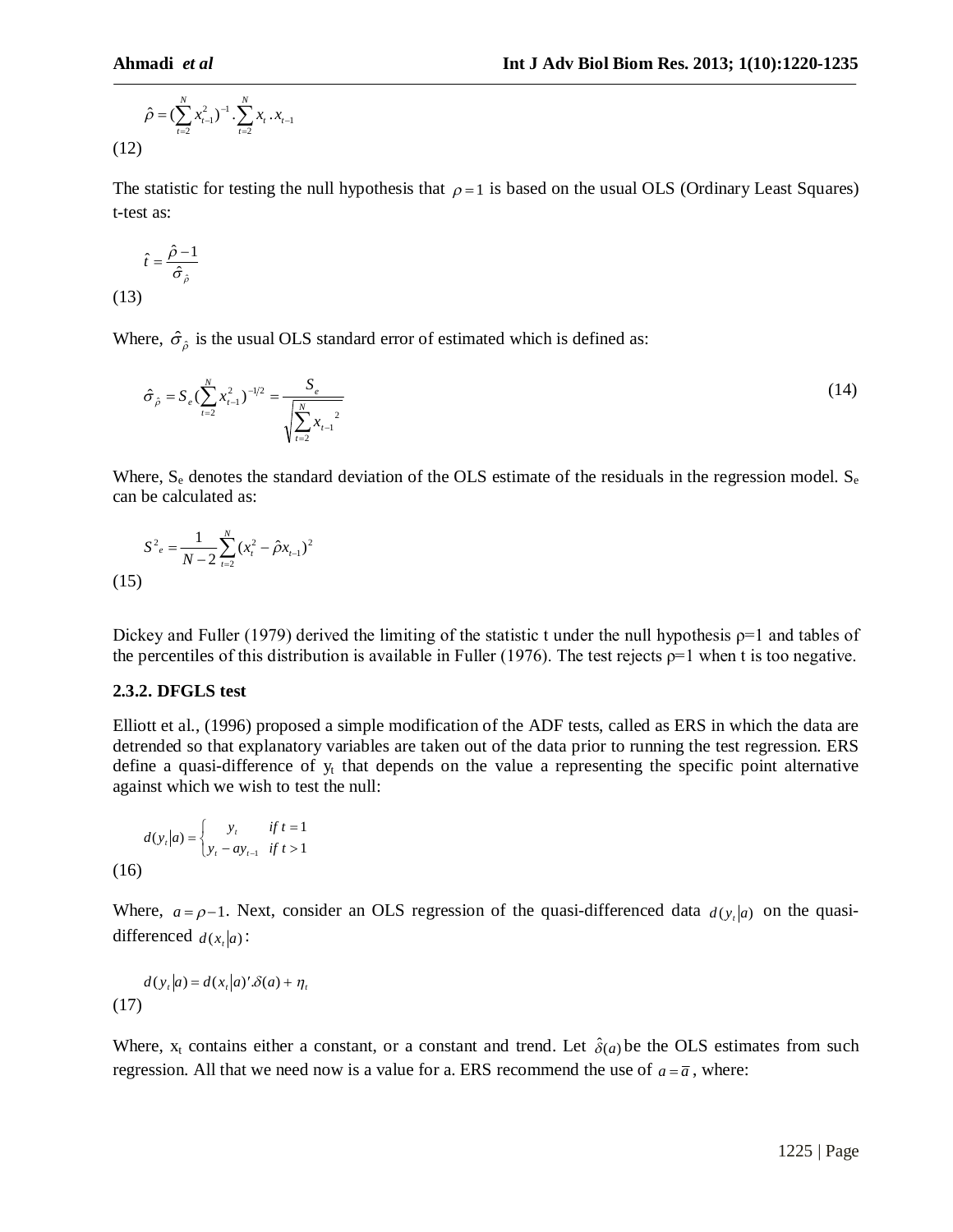$$\hat{\rho} = (\sum_{t=2}^{N} x_{t-1}^2)^{-1} . \sum_{t=2}^{N} x_t . x_{t-1}$$

(12)

The statistic for testing the null hypothesis that $\rho = 1$ is based on the usual OLS (Ordinary Least Squares) t-test as:

$$\hat{t} = \frac{\hat{\rho} - 1}{\hat{\sigma}_{\hat{\rho}}}$$

(13)

Where, $\hat{\sigma}_{\hat{\rho}}$ is the usual OLS standard error of estimated which is defined as:

$$\hat{\sigma}_{\hat{\rho}} = S_e (\sum_{t=2}^{N} x_{t-1}^2)^{-1/2} = \frac{S_e}{\sqrt{\sum_{t=2}^{N} x_{t-1}{}^2}} \quad (14)$$

Where, $S_e$ denotes the standard deviation of the OLS estimate of the residuals in the regression model. $S_e$ can be calculated as:

$$S^2{}_e = \frac{1}{N-2} \sum_{t=2}^{N} (x_t^2 - \hat{\rho} x_{t-1})^2$$

(15)

Dickey and Fuller (1979) derived the limiting of the statistic t under the null hypothesis $\rho=1$ and tables of the percentiles of this distribution is available in Fuller (1976). The test rejects $\rho=1$ when t is too negative.

### 2.3.2. DFGLS test

Elliott et al., (1996) proposed a simple modification of the ADF tests, called as ERS in which the data are detrended so that explanatory variables are taken out of the data prior to running the test regression. ERS define a quasi-difference of $y_t$ that depends on the value a representing the specific point alternative against which we wish to test the null:

$$d(y_t | a) = \begin{cases} y_t & if\ t = 1 \\ y_t - a y_{t-1} & if\ t > 1 \end{cases}$$

(16)

Where, $a = \rho - 1$. Next, consider an OLS regression of the quasi-differenced data $d(y_t | a)$ on the quasi-differenced $d(x_t | a)$:

$$d(y_t | a) = d(x_t | a)' . \delta(a) + \eta_t$$

(17)

Where, $x_t$ contains either a constant, or a constant and trend. Let $\hat{\delta}(a)$ be the OLS estimates from such regression. All that we need now is a value for a. ERS recommend the use of $a = \bar{a}$, where: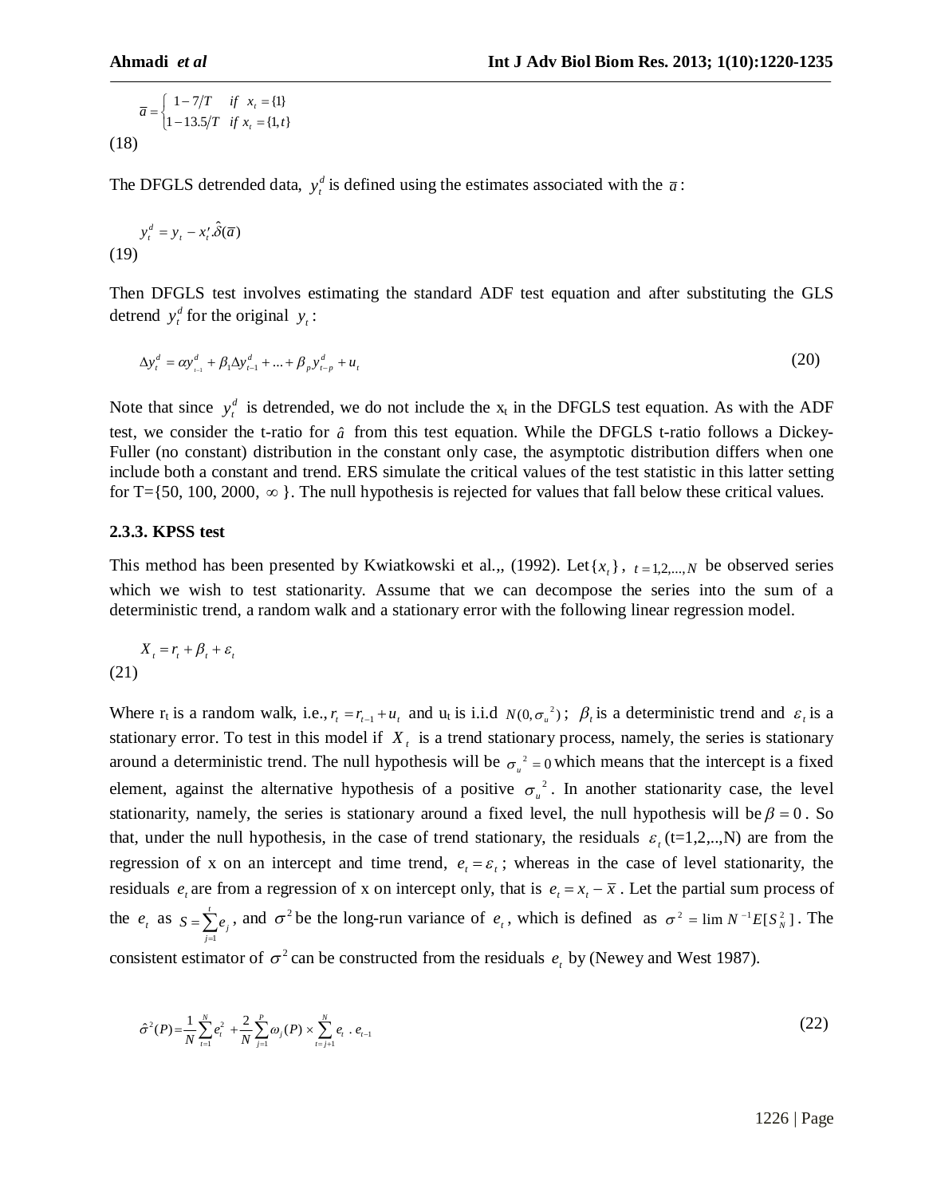$$\bar{a} = \begin{cases} 1 - 7/T & if \quad x_t = \{1\} \\ 1 - 13.5/T & if \; x_t = \{1, t\} \end{cases}$$
(18)

The DFGLS detrended data, $y_t^d$ is defined using the estimates associated with the $\bar{a}$:

$$y_t^d = y_t - x_t'.\hat{\delta}(\bar{a})$$
(19)

Then DFGLS test involves estimating the standard ADF test equation and after substituting the GLS detrend $y_t^d$ for the original $y_t$:

$$\Delta y_t^d = \alpha y_{t-1}^d + \beta_1 \Delta y_{t-1}^d + ... + \beta_p y_{t-p}^d + u_t \tag{20}$$

Note that since $y_t^d$ is detrended, we do not include the $x_t$ in the DFGLS test equation. As with the ADF test, we consider the t-ratio for $\hat{a}$ from this test equation. While the DFGLS t-ratio follows a Dickey-Fuller (no constant) distribution in the constant only case, the asymptotic distribution differs when one include both a constant and trend. ERS simulate the critical values of the test statistic in this latter setting for T={50, 100, 2000, $\infty$}. The null hypothesis is rejected for values that fall below these critical values.

### 2.3.3. KPSS test

This method has been presented by Kwiatkowski et al.,, (1992). Let $\{x_t\}$, $t = 1,2,...,N$ be observed series which we wish to test stationarity. Assume that we can decompose the series into the sum of a deterministic trend, a random walk and a stationary error with the following linear regression model.

$$X_t = r_t + \beta_t + \varepsilon_t$$
(21)

Where $r_t$ is a random walk, i.e., $r_t = r_{t-1} + u_t$ and $u_t$ is i.i.d $N(0, \sigma_u^2)$; $\beta_t$ is a deterministic trend and $\varepsilon_t$ is a stationary error. To test in this model if $X_t$ is a trend stationary process, namely, the series is stationary around a deterministic trend. The null hypothesis will be $\sigma_u^2 = 0$ which means that the intercept is a fixed element, against the alternative hypothesis of a positive $\sigma_u^2$. In another stationarity case, the level stationarity, namely, the series is stationary around a fixed level, the null hypothesis will be $\beta = 0$. So that, under the null hypothesis, in the case of trend stationary, the residuals $\varepsilon_t$ (t=1,2,..,N) are from the regression of x on an intercept and time trend, $e_t = \varepsilon_t$; whereas in the case of level stationarity, the residuals $e_t$ are from a regression of x on intercept only, that is $e_t = x_t - \bar{x}$. Let the partial sum process of the $e_t$ as $S = \sum_{j=1}^{t} e_j$, and $\sigma^2$ be the long-run variance of $e_t$, which is defined as $\sigma^2 = \lim N^{-1} E[S_N^2]$. The consistent estimator of $\sigma^2$ can be constructed from the residuals $e_t$ by (Newey and West 1987).

$$\hat{\sigma}^2(P) = \frac{1}{N}\sum_{t=1}^{N} e_t^2 + \frac{2}{N}\sum_{j=1}^{P}\omega_j(P) \times \sum_{t=j+1}^{N} e_t \, . \, e_{t-1} \tag{22}$$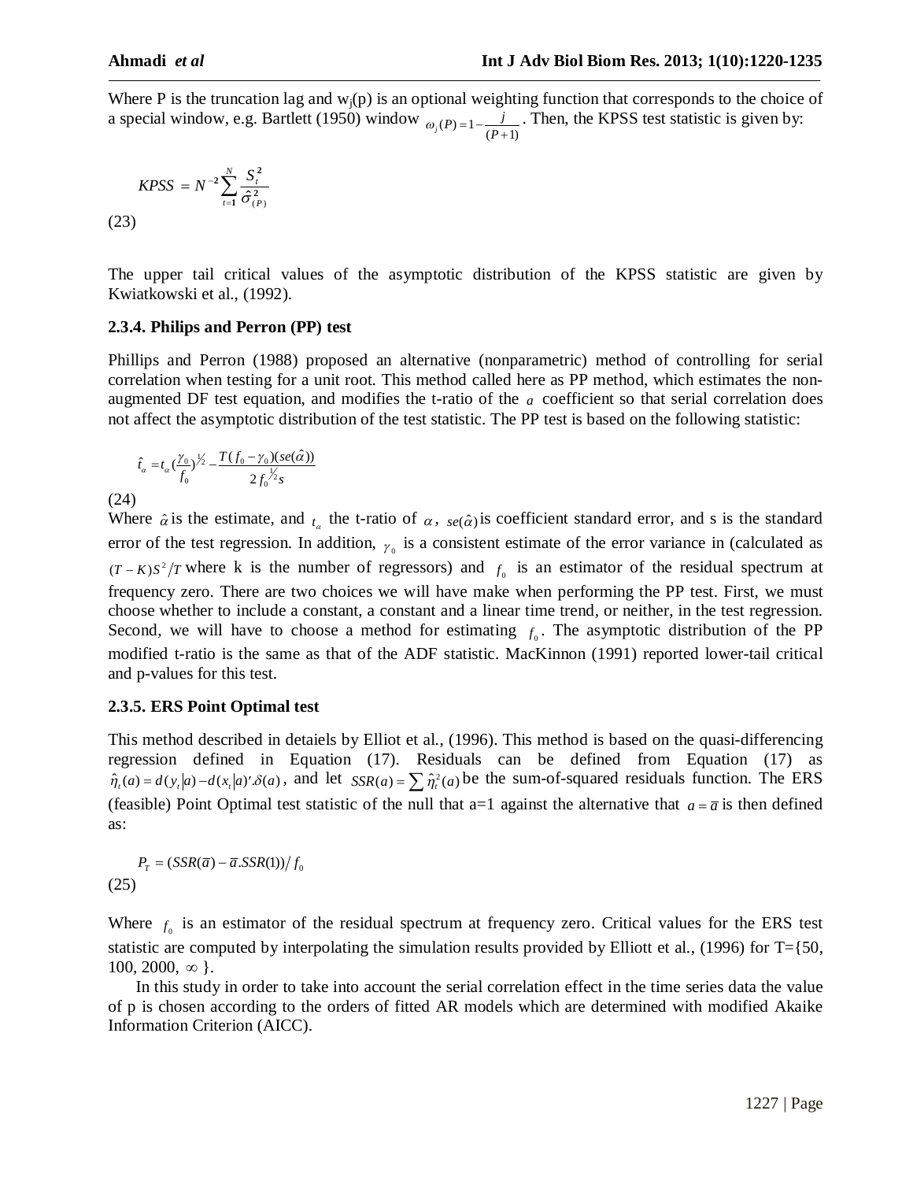Where P is the truncation lag and $w_j(p)$ is an optional weighting function that corresponds to the choice of a special window, e.g. Bartlett (1950) window $\omega_j(P) = 1 - \frac{j}{(P+1)}$. Then, the KPSS test statistic is given by:

$$KPSS = N^{-2} \sum_{t=1}^{N} \frac{S_t^2}{\hat{\sigma}_{(P)}^2}$$

(23)

The upper tail critical values of the asymptotic distribution of the KPSS statistic are given by Kwiatkowski et al., (1992).

### 2.3.4. Philips and Perron (PP) test

Phillips and Perron (1988) proposed an alternative (nonparametric) method of controlling for serial correlation when testing for a unit root. This method called here as PP method, which estimates the non-augmented DF test equation, and modifies the t-ratio of the $a$ coefficient so that serial correlation does not affect the asymptotic distribution of the test statistic. The PP test is based on the following statistic:

$$\hat{t}_\alpha = t_\alpha \left(\frac{\gamma_0}{f_0}\right)^{1/2} - \frac{T(f_0 - \gamma_0)(se(\hat{\alpha}))}{2 f_0^{1/2} s}$$

(24)

Where $\hat{\alpha}$ is the estimate, and $t_\alpha$ the t-ratio of $\alpha$, $se(\hat{\alpha})$ is coefficient standard error, and s is the standard error of the test regression. In addition, $\gamma_0$ is a consistent estimate of the error variance in (calculated as $(T-K)S^2/T$ where k is the number of regressors) and $f_0$ is an estimator of the residual spectrum at frequency zero. There are two choices we will have make when performing the PP test. First, we must choose whether to include a constant, a constant and a linear time trend, or neither, in the test regression. Second, we will have to choose a method for estimating $f_0$. The asymptotic distribution of the PP modified t-ratio is the same as that of the ADF statistic. MacKinnon (1991) reported lower-tail critical and p-values for this test.

### 2.3.5. ERS Point Optimal test

This method described in detaiels by Elliot et al., (1996). This method is based on the quasi-differencing regression defined in Equation (17). Residuals can be defined from Equation (17) as $\hat{\eta}_t(a) = d(y_t|a) - d(x_t|a)'.\delta(a)$, and let $SSR(a) = \sum \hat{\eta}_t^2(a)$ be the sum-of-squared residuals function. The ERS (feasible) Point Optimal test statistic of the null that a=1 against the alternative that $a = \bar{a}$ is then defined as:

$$P_T = (SSR(\bar{a}) - \bar{a}.SSR(1)) / f_0$$

(25)

Where $f_0$ is an estimator of the residual spectrum at frequency zero. Critical values for the ERS test statistic are computed by interpolating the simulation results provided by Elliott et al., (1996) for T={50, 100, 2000, $\infty$ }.

In this study in order to take into account the serial correlation effect in the time series data the value of p is chosen according to the orders of fitted AR models which are determined with modified Akaike Information Criterion (AICC).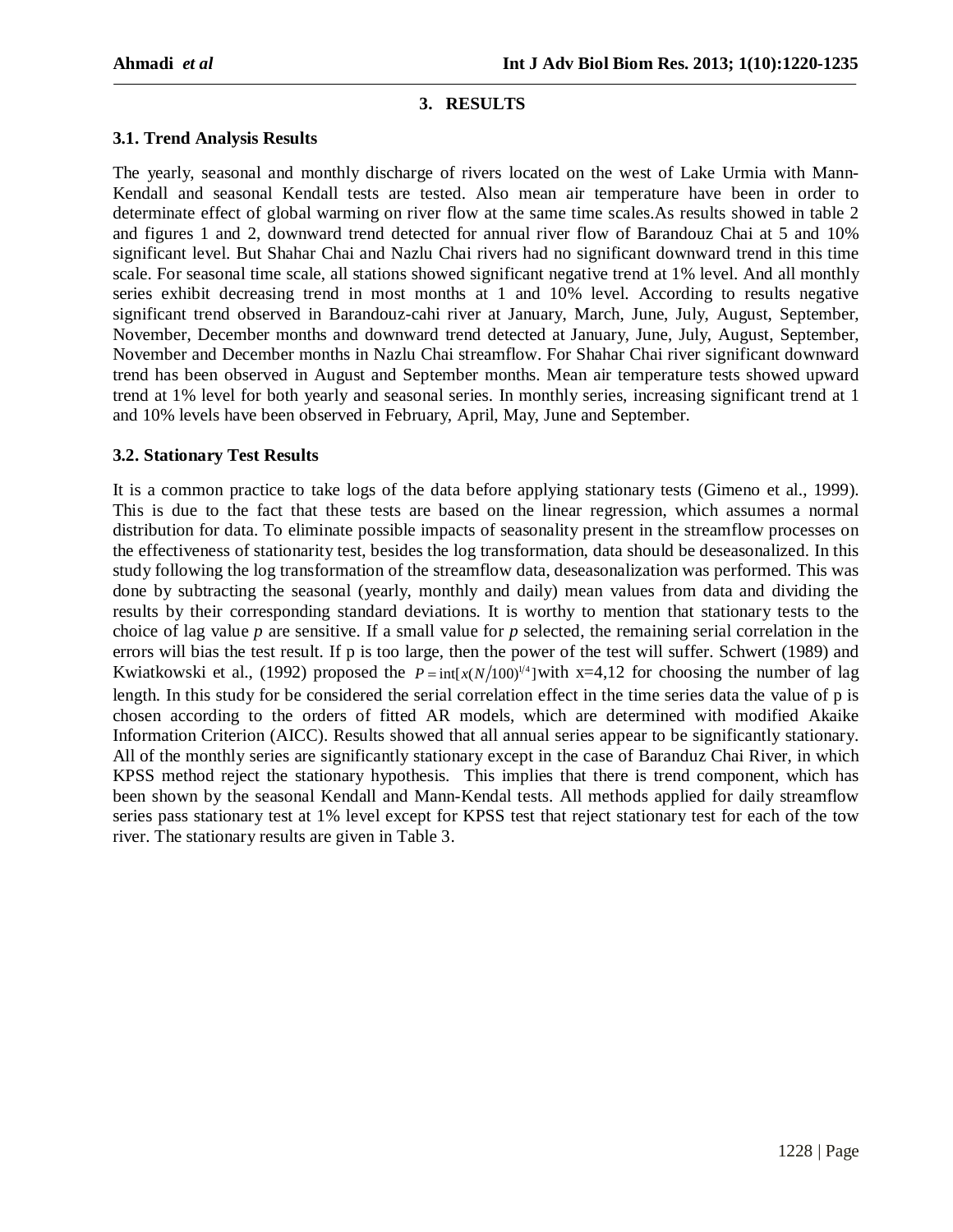## 3. RESULTS

### 3.1. Trend Analysis Results

The yearly, seasonal and monthly discharge of rivers located on the west of Lake Urmia with Mann-Kendall and seasonal Kendall tests are tested. Also mean air temperature have been in order to determinate effect of global warming on river flow at the same time scales.As results showed in table 2 and figures 1 and 2, downward trend detected for annual river flow of Barandouz Chai at 5 and 10% significant level. But Shahar Chai and Nazlu Chai rivers had no significant downward trend in this time scale. For seasonal time scale, all stations showed significant negative trend at 1% level. And all monthly series exhibit decreasing trend in most months at 1 and 10% level. According to results negative significant trend observed in Barandouz-cahi river at January, March, June, July, August, September, November, December months and downward trend detected at January, June, July, August, September, November and December months in Nazlu Chai streamflow. For Shahar Chai river significant downward trend has been observed in August and September months. Mean air temperature tests showed upward trend at 1% level for both yearly and seasonal series. In monthly series, increasing significant trend at 1 and 10% levels have been observed in February, April, May, June and September.

### 3.2. Stationary Test Results

It is a common practice to take logs of the data before applying stationary tests (Gimeno et al., 1999). This is due to the fact that these tests are based on the linear regression, which assumes a normal distribution for data. To eliminate possible impacts of seasonality present in the streamflow processes on the effectiveness of stationarity test, besides the log transformation, data should be deseasonalized. In this study following the log transformation of the streamflow data, deseasonalization was performed. This was done by subtracting the seasonal (yearly, monthly and daily) mean values from data and dividing the results by their corresponding standard deviations. It is worthy to mention that stationary tests to the choice of lag value *p* are sensitive. If a small value for *p* selected, the remaining serial correlation in the errors will bias the test result. If p is too large, then the power of the test will suffer. Schwert (1989) and Kwiatkowski et al., (1992) proposed the $P = \text{int}[x(N/100)^{1/4}]$ with x=4,12 for choosing the number of lag length. In this study for be considered the serial correlation effect in the time series data the value of p is chosen according to the orders of fitted AR models, which are determined with modified Akaike Information Criterion (AICC). Results showed that all annual series appear to be significantly stationary. All of the monthly series are significantly stationary except in the case of Baranduz Chai River, in which KPSS method reject the stationary hypothesis. This implies that there is trend component, which has been shown by the seasonal Kendall and Mann-Kendal tests. All methods applied for daily streamflow series pass stationary test at 1% level except for KPSS test that reject stationary test for each of the tow river. The stationary results are given in Table 3.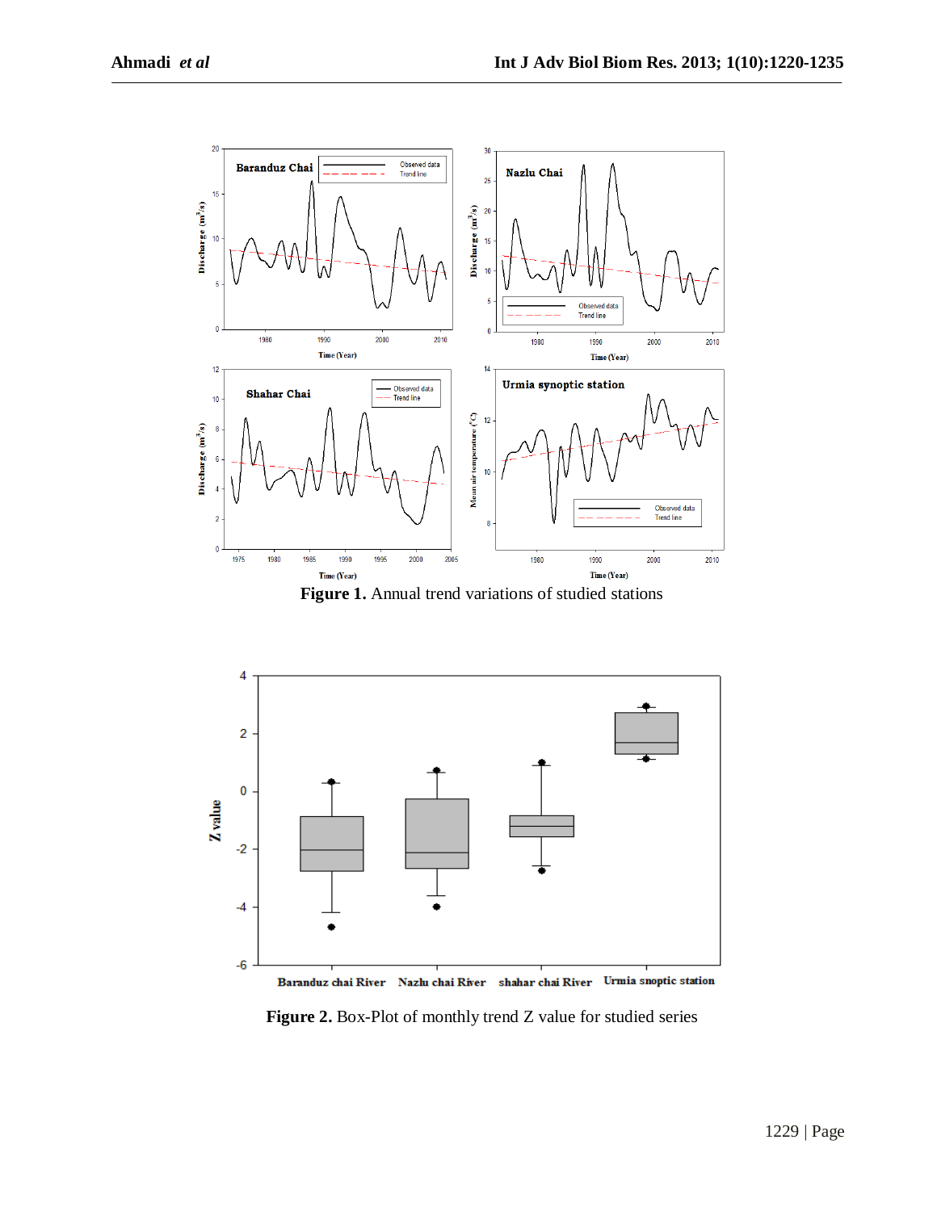**Figure 1.** Annual trend variations of studied stations

**Figure 2.** Box-Plot of monthly trend Z value for studied series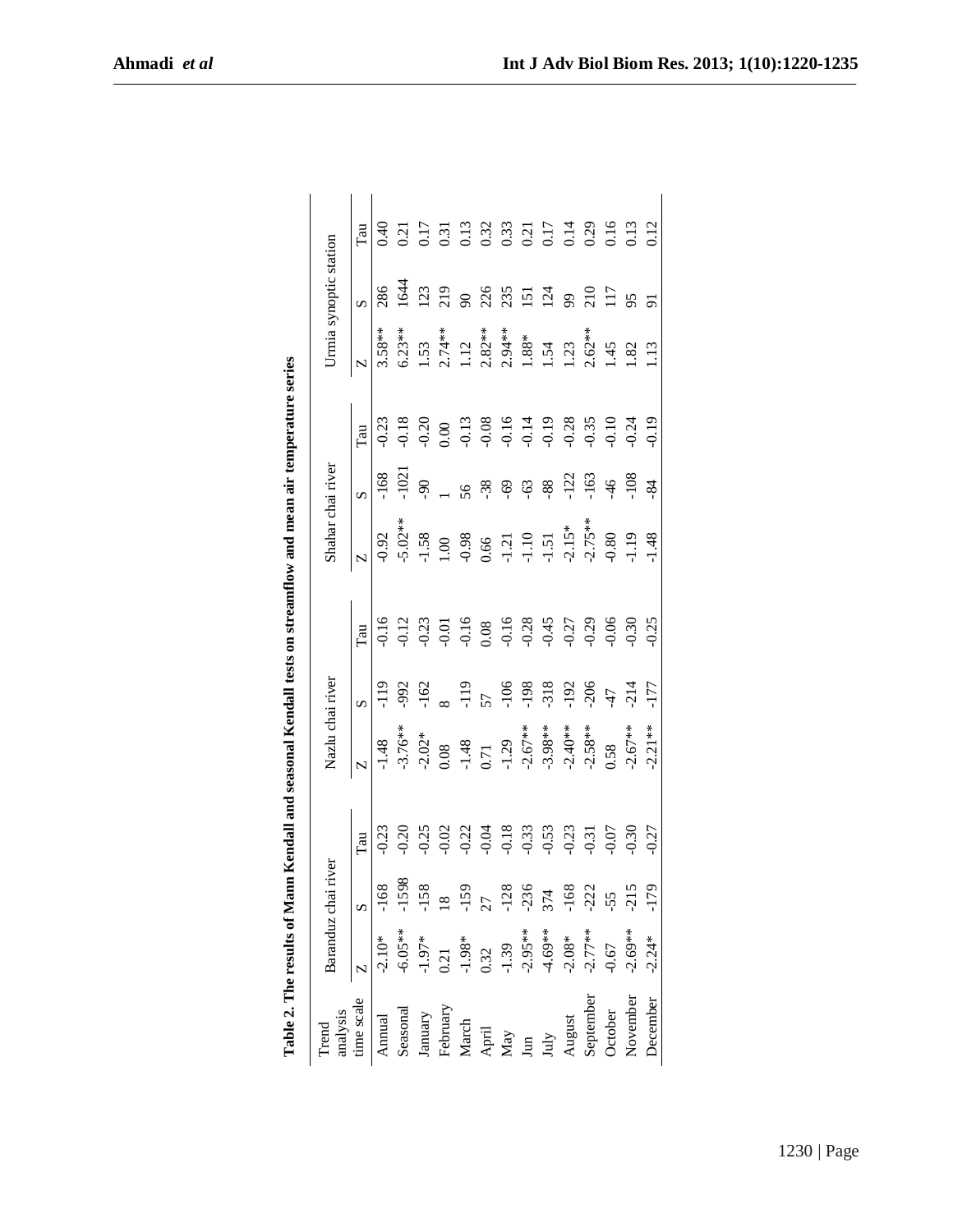**Table 2. The results of Mann Kendall and seasonal Kendall tests on streamflow and mean air temperature series**

| Trend analysis time scale | Baranduz chai river | | | Nazlu chai river | | | Shahar chai river | | | Urmia synoptic station | | |
|---|---|---|---|---|---|---|---|---|---|---|---|---|
| | Z | S | Tau | Z | S | Tau | Z | S | Tau | Z | S | Tau |
| Annual | -2.10* | -168 | -0.23 | -1.48 | -119 | -0.16 | -0.92 | -168 | -0.23 | 3.58** | 286 | 0.40 |
| Seasonal | -6.05** | -1598 | -0.20 | -3.76** | -992 | -0.12 | -5.02** | -1021 | -0.18 | 6.23** | 1644 | 0.21 |
| January | -1.97* | -158 | -0.25 | -2.02* | -162 | -0.23 | -1.58 | -90 | -0.20 | 1.53 | 123 | 0.17 |
| February | 0.21 | 18 | -0.02 | 0.08 | 8 | -0.01 | 1.00 | 1 | 0.00 | 2.74** | 219 | 0.31 |
| March | -1.98* | -159 | -0.22 | -1.48 | -119 | -0.16 | -0.98 | 56 | -0.13 | 1.12 | 90 | 0.13 |
| April | 0.32 | 27 | -0.04 | 0.71 | 57 | 0.08 | 0.66 | -38 | -0.08 | 2.82** | 226 | 0.32 |
| May | -1.39 | -128 | -0.18 | -1.29 | -106 | -0.16 | -1.21 | -69 | -0.16 | 2.94** | 235 | 0.33 |
| Jun | -2.95** | -236 | -0.33 | -2.67** | -198 | -0.28 | -1.10 | -63 | -0.14 | 1.88* | 151 | 0.21 |
| July | -4.69** | 374 | -0.53 | -3.98** | -318 | -0.45 | -1.51 | -88 | -0.19 | 1.54 | 124 | 0.17 |
| August | -2.08* | -168 | -0.23 | -2.40** | -192 | -0.27 | -2.15* | -122 | -0.28 | 1.23 | 99 | 0.14 |
| September | -2.77** | -222 | -0.31 | -2.58** | -206 | -0.29 | -2.75** | -163 | -0.35 | 2.62** | 210 | 0.29 |
| October | -0.67 | -55 | -0.07 | 0.58 | -47 | -0.06 | -0.80 | -46 | -0.10 | 1.45 | 117 | 0.16 |
| November | -2.69** | -215 | -0.30 | -2.67** | -214 | -0.30 | -1.19 | -108 | -0.24 | 1.82 | 95 | 0.13 |
| December | -2.24* | -179 | -0.27 | -2.21** | -177 | -0.25 | -1.48 | -84 | -0.19 | 1.13 | 91 | 0.12 |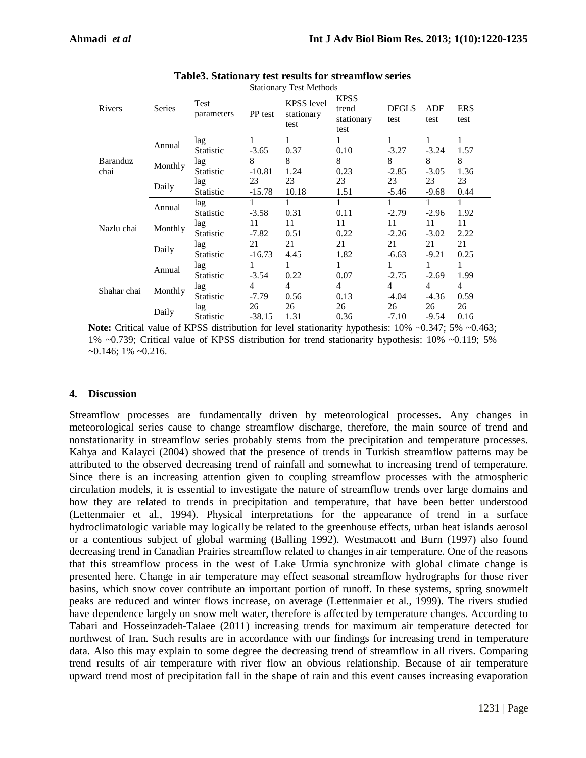**Table3. Stationary test results for streamflow series**

| Rivers | Series | Test parameters | Stationary Test Methods | | | | | |
|---|---|---|---|---|---|---|---|---|
| | | | PP test | KPSS level stationary test | KPSS trend stationary test | DFGLS test | ADF test | ERS test |
| Baranduz chai | Annual | lag | 1 | 1 | 1 | 1 | 1 | 1 |
| | | Statistic | -3.65 | 0.37 | 0.10 | -3.27 | -3.24 | 1.57 |
| | Monthly | lag | 8 | 8 | 8 | 8 | 8 | 8 |
| | | Statistic | -10.81 | 1.24 | 0.23 | -2.85 | -3.05 | 1.36 |
| | Daily | lag | 23 | 23 | 23 | 23 | 23 | 23 |
| | | Statistic | -15.78 | 10.18 | 1.51 | -5.46 | -9.68 | 0.44 |
| Nazlu chai | Annual | lag | 1 | 1 | 1 | 1 | 1 | 1 |
| | | Statistic | -3.58 | 0.31 | 0.11 | -2.79 | -2.96 | 1.92 |
| | Monthly | lag | 11 | 11 | 11 | 11 | 11 | 11 |
| | | Statistic | -7.82 | 0.51 | 0.22 | -2.26 | -3.02 | 2.22 |
| | Daily | lag | 21 | 21 | 21 | 21 | 21 | 21 |
| | | Statistic | -16.73 | 4.45 | 1.82 | -6.63 | -9.21 | 0.25 |
| Shahar chai | Annual | lag | 1 | 1 | 1 | 1 | 1 | 1 |
| | | Statistic | -3.54 | 0.22 | 0.07 | -2.75 | -2.69 | 1.99 |
| | Monthly | lag | 4 | 4 | 4 | 4 | 4 | 4 |
| | | Statistic | -7.79 | 0.56 | 0.13 | -4.04 | -4.36 | 0.59 |
| | Daily | lag | 26 | 26 | 26 | 26 | 26 | 26 |
| | | Statistic | -38.15 | 1.31 | 0.36 | -7.10 | -9.54 | 0.16 |

**Note:** Critical value of KPSS distribution for level stationarity hypothesis: 10% ~0.347; 5% ~0.463; 1% ~0.739; Critical value of KPSS distribution for trend stationarity hypothesis: 10% ~0.119; 5% ~0.146; 1% ~0.216.

## 4. Discussion

Streamflow processes are fundamentally driven by meteorological processes. Any changes in meteorological series cause to change streamflow discharge, therefore, the main source of trend and nonstationarity in streamflow series probably stems from the precipitation and temperature processes. Kahya and Kalayci (2004) showed that the presence of trends in Turkish streamflow patterns may be attributed to the observed decreasing trend of rainfall and somewhat to increasing trend of temperature. Since there is an increasing attention given to coupling streamflow processes with the atmospheric circulation models, it is essential to investigate the nature of streamflow trends over large domains and how they are related to trends in precipitation and temperature, that have been better understood (Lettenmaier et al., 1994). Physical interpretations for the appearance of trend in a surface hydroclimatologic variable may logically be related to the greenhouse effects, urban heat islands aerosol or a contentious subject of global warming (Balling 1992). Westmacott and Burn (1997) also found decreasing trend in Canadian Prairies streamflow related to changes in air temperature. One of the reasons that this streamflow process in the west of Lake Urmia synchronize with global climate change is presented here. Change in air temperature may effect seasonal streamflow hydrographs for those river basins, which snow cover contribute an important portion of runoff. In these systems, spring snowmelt peaks are reduced and winter flows increase, on average (Lettenmaier et al., 1999). The rivers studied have dependence largely on snow melt water, therefore is affected by temperature changes. According to Tabari and Hosseinzadeh-Talaee (2011) increasing trends for maximum air temperature detected for northwest of Iran. Such results are in accordance with our findings for increasing trend in temperature data. Also this may explain to some degree the decreasing trend of streamflow in all rivers. Comparing trend results of air temperature with river flow an obvious relationship. Because of air temperature upward trend most of precipitation fall in the shape of rain and this event causes increasing evaporation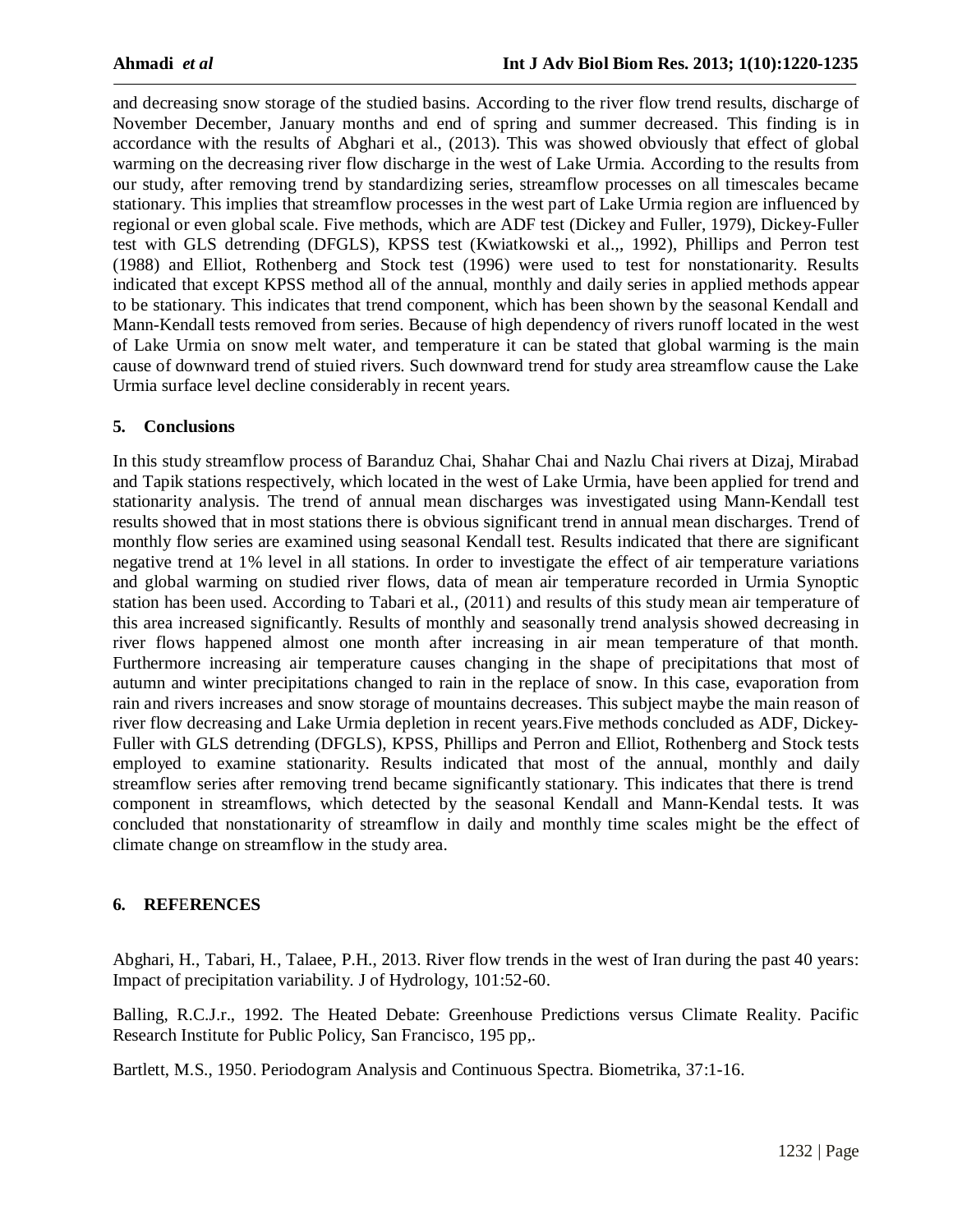and decreasing snow storage of the studied basins. According to the river flow trend results, discharge of November December, January months and end of spring and summer decreased. This finding is in accordance with the results of Abghari et al., (2013). This was showed obviously that effect of global warming on the decreasing river flow discharge in the west of Lake Urmia. According to the results from our study, after removing trend by standardizing series, streamflow processes on all timescales became stationary. This implies that streamflow processes in the west part of Lake Urmia region are influenced by regional or even global scale. Five methods, which are ADF test (Dickey and Fuller, 1979), Dickey-Fuller test with GLS detrending (DFGLS), KPSS test (Kwiatkowski et al.,, 1992), Phillips and Perron test (1988) and Elliot, Rothenberg and Stock test (1996) were used to test for nonstationarity. Results indicated that except KPSS method all of the annual, monthly and daily series in applied methods appear to be stationary. This indicates that trend component, which has been shown by the seasonal Kendall and Mann-Kendall tests removed from series. Because of high dependency of rivers runoff located in the west of Lake Urmia on snow melt water, and temperature it can be stated that global warming is the main cause of downward trend of stuied rivers. Such downward trend for study area streamflow cause the Lake Urmia surface level decline considerably in recent years.

## 5. Conclusions

In this study streamflow process of Baranduz Chai, Shahar Chai and Nazlu Chai rivers at Dizaj, Mirabad and Tapik stations respectively, which located in the west of Lake Urmia, have been applied for trend and stationarity analysis. The trend of annual mean discharges was investigated using Mann-Kendall test results showed that in most stations there is obvious significant trend in annual mean discharges. Trend of monthly flow series are examined using seasonal Kendall test. Results indicated that there are significant negative trend at 1% level in all stations. In order to investigate the effect of air temperature variations and global warming on studied river flows, data of mean air temperature recorded in Urmia Synoptic station has been used. According to Tabari et al., (2011) and results of this study mean air temperature of this area increased significantly. Results of monthly and seasonally trend analysis showed decreasing in river flows happened almost one month after increasing in air mean temperature of that month. Furthermore increasing air temperature causes changing in the shape of precipitations that most of autumn and winter precipitations changed to rain in the replace of snow. In this case, evaporation from rain and rivers increases and snow storage of mountains decreases. This subject maybe the main reason of river flow decreasing and Lake Urmia depletion in recent years.Five methods concluded as ADF, Dickey-Fuller with GLS detrending (DFGLS), KPSS, Phillips and Perron and Elliot, Rothenberg and Stock tests employed to examine stationarity. Results indicated that most of the annual, monthly and daily streamflow series after removing trend became significantly stationary. This indicates that there is trend component in streamflows, which detected by the seasonal Kendall and Mann-Kendal tests. It was concluded that nonstationarity of streamflow in daily and monthly time scales might be the effect of climate change on streamflow in the study area.

## 6. REFERENCES

Abghari, H., Tabari, H., Talaee, P.H., 2013. River flow trends in the west of Iran during the past 40 years: Impact of precipitation variability. J of Hydrology, 101:52-60.

Balling, R.C.J.r., 1992. The Heated Debate: Greenhouse Predictions versus Climate Reality. Pacific Research Institute for Public Policy, San Francisco, 195 pp,.

Bartlett, M.S., 1950. Periodogram Analysis and Continuous Spectra. Biometrika, 37:1-16.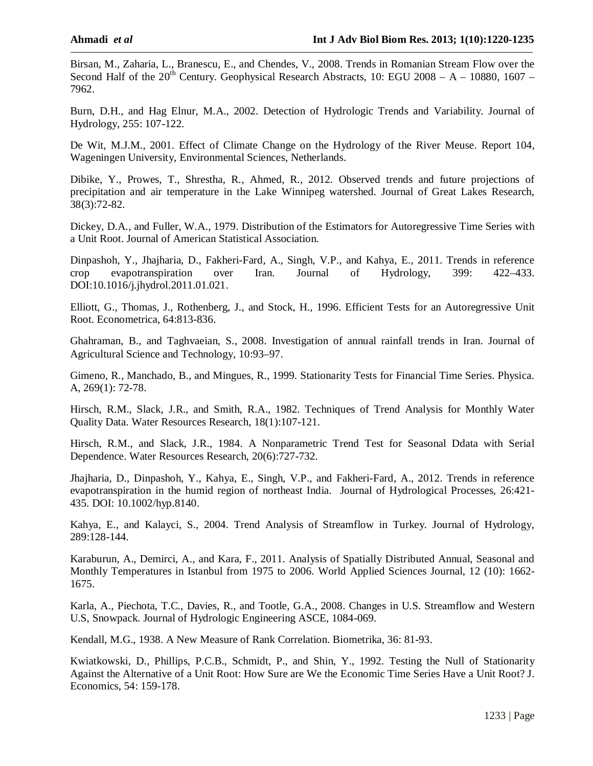Birsan, M., Zaharia, L., Branescu, E., and Chendes, V., 2008. Trends in Romanian Stream Flow over the Second Half of the 20$^{th}$ Century. Geophysical Research Abstracts, 10: EGU 2008 – A – 10880, 1607 – 7962.

Burn, D.H., and Hag Elnur, M.A., 2002. Detection of Hydrologic Trends and Variability. Journal of Hydrology, 255: 107-122.

De Wit, M.J.M., 2001. Effect of Climate Change on the Hydrology of the River Meuse. Report 104, Wageningen University, Environmental Sciences, Netherlands.

Dibike, Y., Prowes, T., Shrestha, R., Ahmed, R., 2012. Observed trends and future projections of precipitation and air temperature in the Lake Winnipeg watershed. Journal of Great Lakes Research, 38(3):72-82.

Dickey, D.A., and Fuller, W.A., 1979. Distribution of the Estimators for Autoregressive Time Series with a Unit Root. Journal of American Statistical Association.

Dinpashoh, Y., Jhajharia, D., Fakheri-Fard, A., Singh, V.P., and Kahya, E., 2011. Trends in reference crop evapotranspiration over Iran. Journal of Hydrology, 399: 422–433. DOI:10.1016/j.jhydrol.2011.01.021.

Elliott, G., Thomas, J., Rothenberg, J., and Stock, H., 1996. Efficient Tests for an Autoregressive Unit Root. Econometrica, 64:813-836.

Ghahraman, B., and Taghvaeian, S., 2008. Investigation of annual rainfall trends in Iran. Journal of Agricultural Science and Technology, 10:93–97.

Gimeno, R., Manchado, B., and Mingues, R., 1999. Stationarity Tests for Financial Time Series. Physica. A, 269(1): 72-78.

Hirsch, R.M., Slack, J.R., and Smith, R.A., 1982. Techniques of Trend Analysis for Monthly Water Quality Data. Water Resources Research, 18(1):107-121.

Hirsch, R.M., and Slack, J.R., 1984. A Nonparametric Trend Test for Seasonal Ddata with Serial Dependence. Water Resources Research, 20(6):727-732.

Jhajharia, D., Dinpashoh, Y., Kahya, E., Singh, V.P., and Fakheri-Fard, A., 2012. Trends in reference evapotranspiration in the humid region of northeast India. Journal of Hydrological Processes, 26:421-435. DOI: 10.1002/hyp.8140.

Kahya, E., and Kalayci, S., 2004. Trend Analysis of Streamflow in Turkey. Journal of Hydrology, 289:128-144.

Karaburun, A., Demirci, A., and Kara, F., 2011. Analysis of Spatially Distributed Annual, Seasonal and Monthly Temperatures in Istanbul from 1975 to 2006. World Applied Sciences Journal, 12 (10): 1662-1675.

Karla, A., Piechota, T.C., Davies, R., and Tootle, G.A., 2008. Changes in U.S. Streamflow and Western U.S, Snowpack. Journal of Hydrologic Engineering ASCE, 1084-069.

Kendall, M.G., 1938. A New Measure of Rank Correlation. Biometrika, 36: 81-93.

Kwiatkowski, D., Phillips, P.C.B., Schmidt, P., and Shin, Y., 1992. Testing the Null of Stationarity Against the Alternative of a Unit Root: How Sure are We the Economic Time Series Have a Unit Root? J. Economics, 54: 159-178.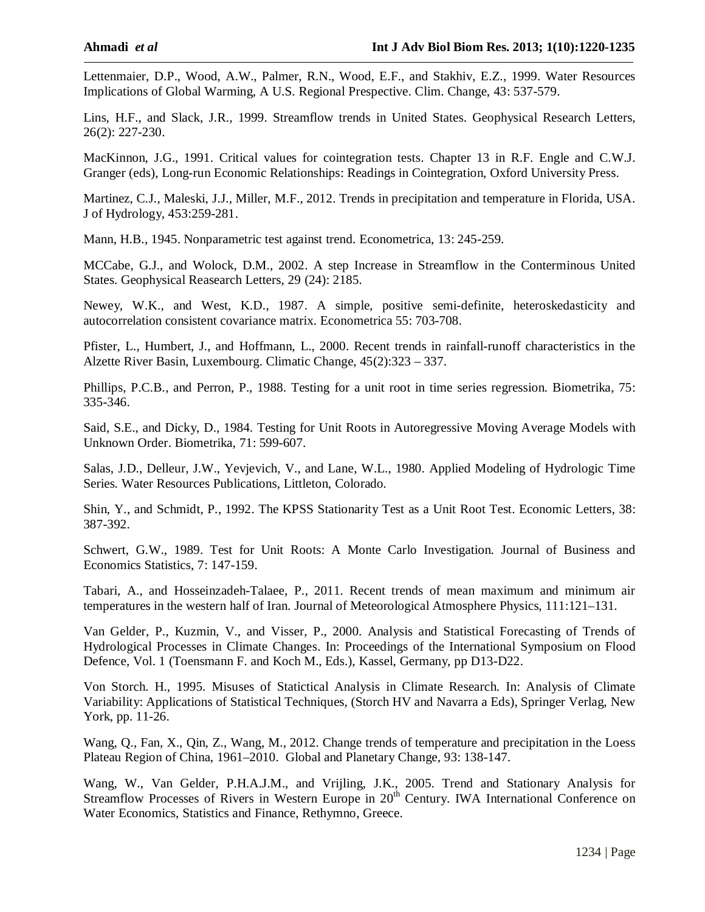Lettenmaier, D.P., Wood, A.W., Palmer, R.N., Wood, E.F., and Stakhiv, E.Z., 1999. Water Resources Implications of Global Warming, A U.S. Regional Prespective. Clim. Change, 43: 537-579.

Lins, H.F., and Slack, J.R., 1999. Streamflow trends in United States. Geophysical Research Letters, 26(2): 227-230.

MacKinnon, J.G., 1991. Critical values for cointegration tests. Chapter 13 in R.F. Engle and C.W.J. Granger (eds), Long-run Economic Relationships: Readings in Cointegration, Oxford University Press.

Martinez, C.J., Maleski, J.J., Miller, M.F., 2012. Trends in precipitation and temperature in Florida, USA. J of Hydrology, 453:259-281.

Mann, H.B., 1945. Nonparametric test against trend. Econometrica, 13: 245-259.

MCCabe, G.J., and Wolock, D.M., 2002. A step Increase in Streamflow in the Conterminous United States. Geophysical Reasearch Letters, 29 (24): 2185.

Newey, W.K., and West, K.D., 1987. A simple, positive semi-definite, heteroskedasticity and autocorrelation consistent covariance matrix. Econometrica 55: 703-708.

Pfister, L., Humbert, J., and Hoffmann, L., 2000. Recent trends in rainfall-runoff characteristics in the Alzette River Basin, Luxembourg. Climatic Change, 45(2):323 – 337.

Phillips, P.C.B., and Perron, P., 1988. Testing for a unit root in time series regression. Biometrika, 75: 335-346.

Said, S.E., and Dicky, D., 1984. Testing for Unit Roots in Autoregressive Moving Average Models with Unknown Order. Biometrika, 71: 599-607.

Salas, J.D., Delleur, J.W., Yevjevich, V., and Lane, W.L., 1980. Applied Modeling of Hydrologic Time Series. Water Resources Publications, Littleton, Colorado.

Shin, Y., and Schmidt, P., 1992. The KPSS Stationarity Test as a Unit Root Test. Economic Letters, 38: 387-392.

Schwert, G.W., 1989. Test for Unit Roots: A Monte Carlo Investigation. Journal of Business and Economics Statistics, 7: 147-159.

Tabari, A., and Hosseinzadeh-Talaee, P., 2011. Recent trends of mean maximum and minimum air temperatures in the western half of Iran. Journal of Meteorological Atmosphere Physics, 111:121–131.

Van Gelder, P., Kuzmin, V., and Visser, P., 2000. Analysis and Statistical Forecasting of Trends of Hydrological Processes in Climate Changes. In: Proceedings of the International Symposium on Flood Defence, Vol. 1 (Toensmann F. and Koch M., Eds.), Kassel, Germany, pp D13-D22.

Von Storch. H., 1995. Misuses of Statictical Analysis in Climate Research. In: Analysis of Climate Variability: Applications of Statistical Techniques, (Storch HV and Navarra a Eds), Springer Verlag, New York, pp. 11-26.

Wang, Q., Fan, X., Qin, Z., Wang, M., 2012. Change trends of temperature and precipitation in the Loess Plateau Region of China, 1961–2010. Global and Planetary Change, 93: 138-147.

Wang, W., Van Gelder, P.H.A.J.M., and Vrijling, J.K., 2005. Trend and Stationary Analysis for Streamflow Processes of Rivers in Western Europe in 20th Century. IWA International Conference on Water Economics, Statistics and Finance, Rethymno, Greece.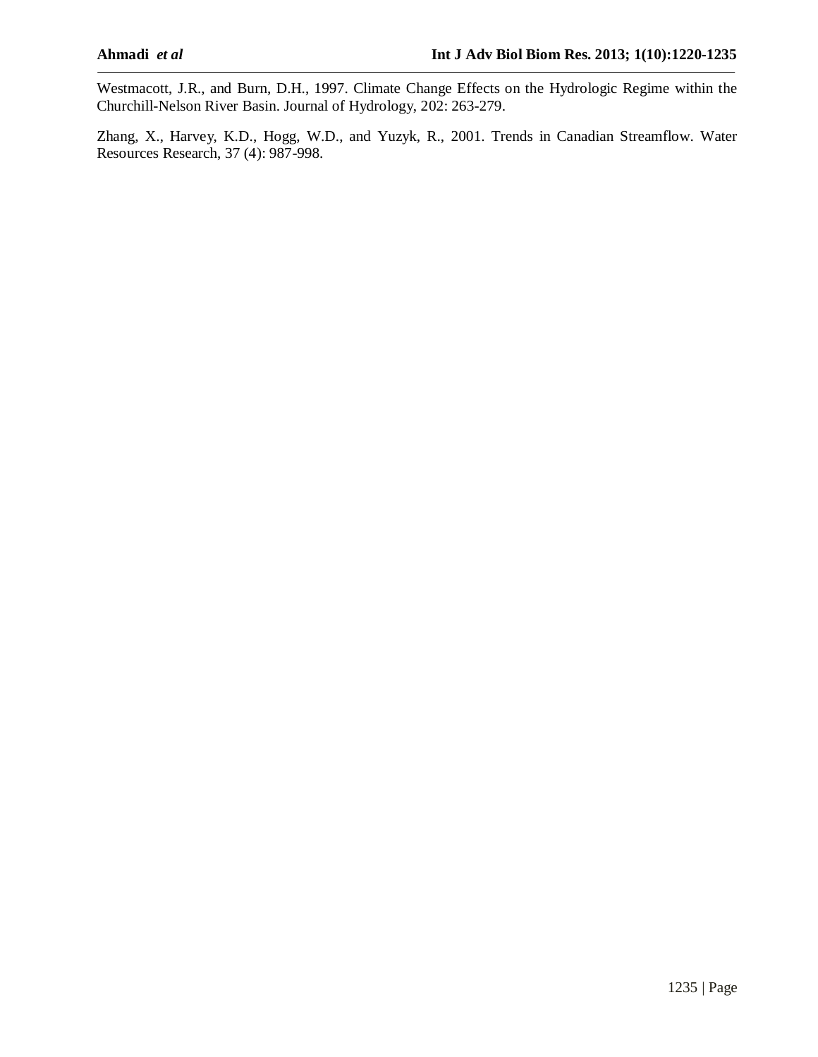Westmacott, J.R., and Burn, D.H., 1997. Climate Change Effects on the Hydrologic Regime within the Churchill-Nelson River Basin. Journal of Hydrology, 202: 263-279.

Zhang, X., Harvey, K.D., Hogg, W.D., and Yuzyk, R., 2001. Trends in Canadian Streamflow. Water Resources Research, 37 (4): 987-998.